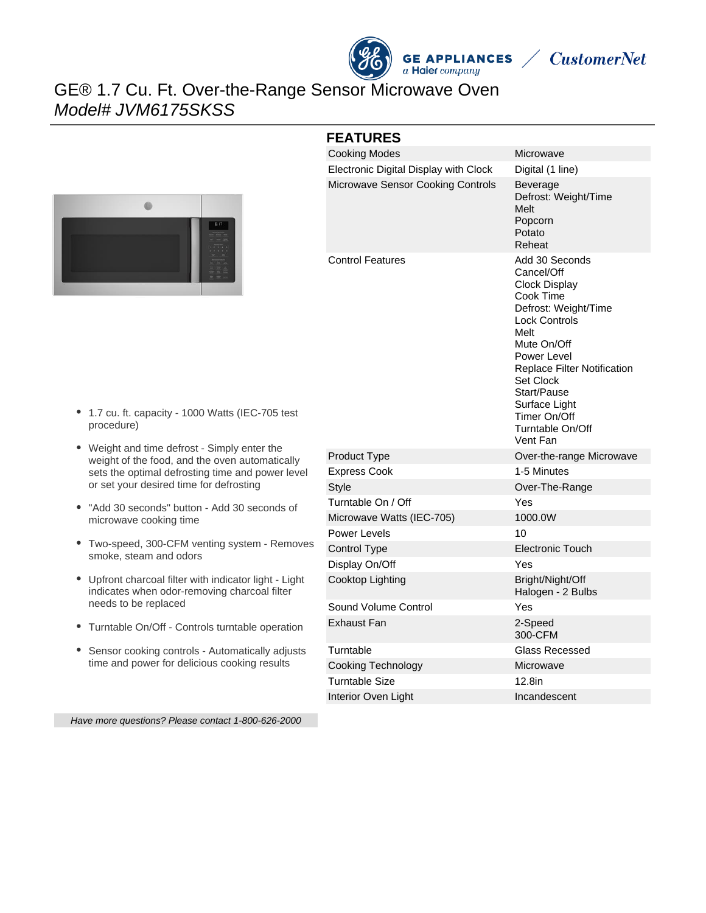# GE® 1.7 Cu. Ft. Over-the-Range Sensor Microwave Oven

*Model# JVM6175SKSS*

- 1.7 cu. ft. capacity - 1000 Watts (IEC-705 test procedure)
- Weight and time defrost - Simply enter the weight of the food, and the oven automatically sets the optimal defrosting time and power level or set your desired time for defrosting
- "Add 30 seconds" button - Add 30 seconds of microwave cooking time
- Two-speed, 300-CFM venting system - Removes smoke, steam and odors
- Upfront charcoal filter with indicator light - Light indicates when odor-removing charcoal filter needs to be replaced
- Turntable On/Off - Controls turntable operation
- Sensor cooking controls - Automatically adjusts time and power for delicious cooking results

*Have more questions? Please contact 1-800-626-2000*

## FEATURES

| | |
|---|---|
| Cooking Modes | Microwave |
| Electronic Digital Display with Clock | Digital (1 line) |
| Microwave Sensor Cooking Controls | Beverage<br>Defrost: Weight/Time<br>Melt<br>Popcorn<br>Potato<br>Reheat |
| Control Features | Add 30 Seconds<br>Cancel/Off<br>Clock Display<br>Cook Time<br>Defrost: Weight/Time<br>Lock Controls<br>Melt<br>Mute On/Off<br>Power Level<br>Replace Filter Notification<br>Set Clock<br>Start/Pause<br>Surface Light<br>Timer On/Off<br>Turntable On/Off<br>Vent Fan |
| Product Type | Over-the-range Microwave |
| Express Cook | 1-5 Minutes |
| Style | Over-The-Range |
| Turntable On / Off | Yes |
| Microwave Watts (IEC-705) | 1000.0W |
| Power Levels | 10 |
| Control Type | Electronic Touch |
| Display On/Off | Yes |
| Cooktop Lighting | Bright/Night/Off<br>Halogen - 2 Bulbs |
| Sound Volume Control | Yes |
| Exhaust Fan | 2-Speed<br>300-CFM |
| Turntable | Glass Recessed |
| Cooking Technology | Microwave |
| Turntable Size | 12.8in |
| Interior Oven Light | Incandescent |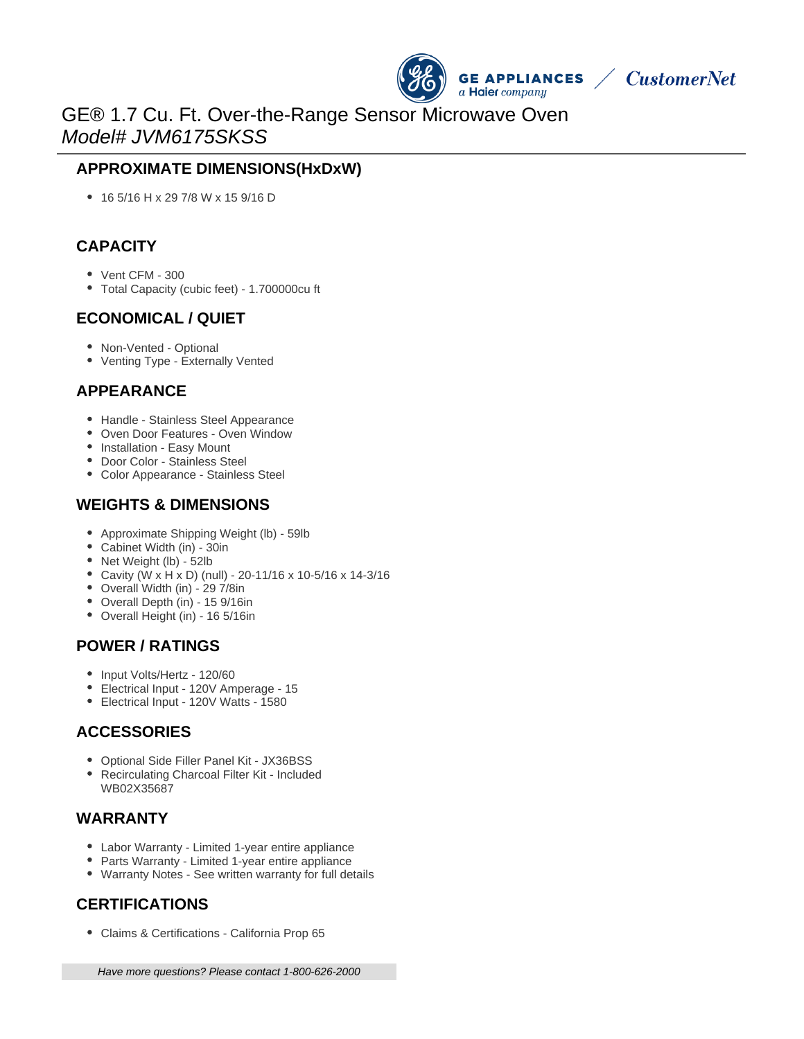# GE® 1.7 Cu. Ft. Over-the-Range Sensor Microwave Oven

*Model# JVM6175SKSS*

## APPROXIMATE DIMENSIONS(HxDxW)

- 16 5/16 H x 29 7/8 W x 15 9/16 D

## CAPACITY

- Vent CFM - 300
- Total Capacity (cubic feet) - 1.700000cu ft

## ECONOMICAL / QUIET

- Non-Vented - Optional
- Venting Type - Externally Vented

## APPEARANCE

- Handle - Stainless Steel Appearance
- Oven Door Features - Oven Window
- Installation - Easy Mount
- Door Color - Stainless Steel
- Color Appearance - Stainless Steel

## WEIGHTS & DIMENSIONS

- Approximate Shipping Weight (lb) - 59lb
- Cabinet Width (in) - 30in
- Net Weight (lb) - 52lb
- Cavity (W x H x D) (null) - 20-11/16 x 10-5/16 x 14-3/16
- Overall Width (in) - 29 7/8in
- Overall Depth (in) - 15 9/16in
- Overall Height (in) - 16 5/16in

## POWER / RATINGS

- Input Volts/Hertz - 120/60
- Electrical Input - 120V Amperage - 15
- Electrical Input - 120V Watts - 1580

## ACCESSORIES

- Optional Side Filler Panel Kit - JX36BSS
- Recirculating Charcoal Filter Kit - Included WB02X35687

## WARRANTY

- Labor Warranty - Limited 1-year entire appliance
- Parts Warranty - Limited 1-year entire appliance
- Warranty Notes - See written warranty for full details

## CERTIFICATIONS

- Claims & Certifications - California Prop 65

*Have more questions? Please contact 1-800-626-2000*